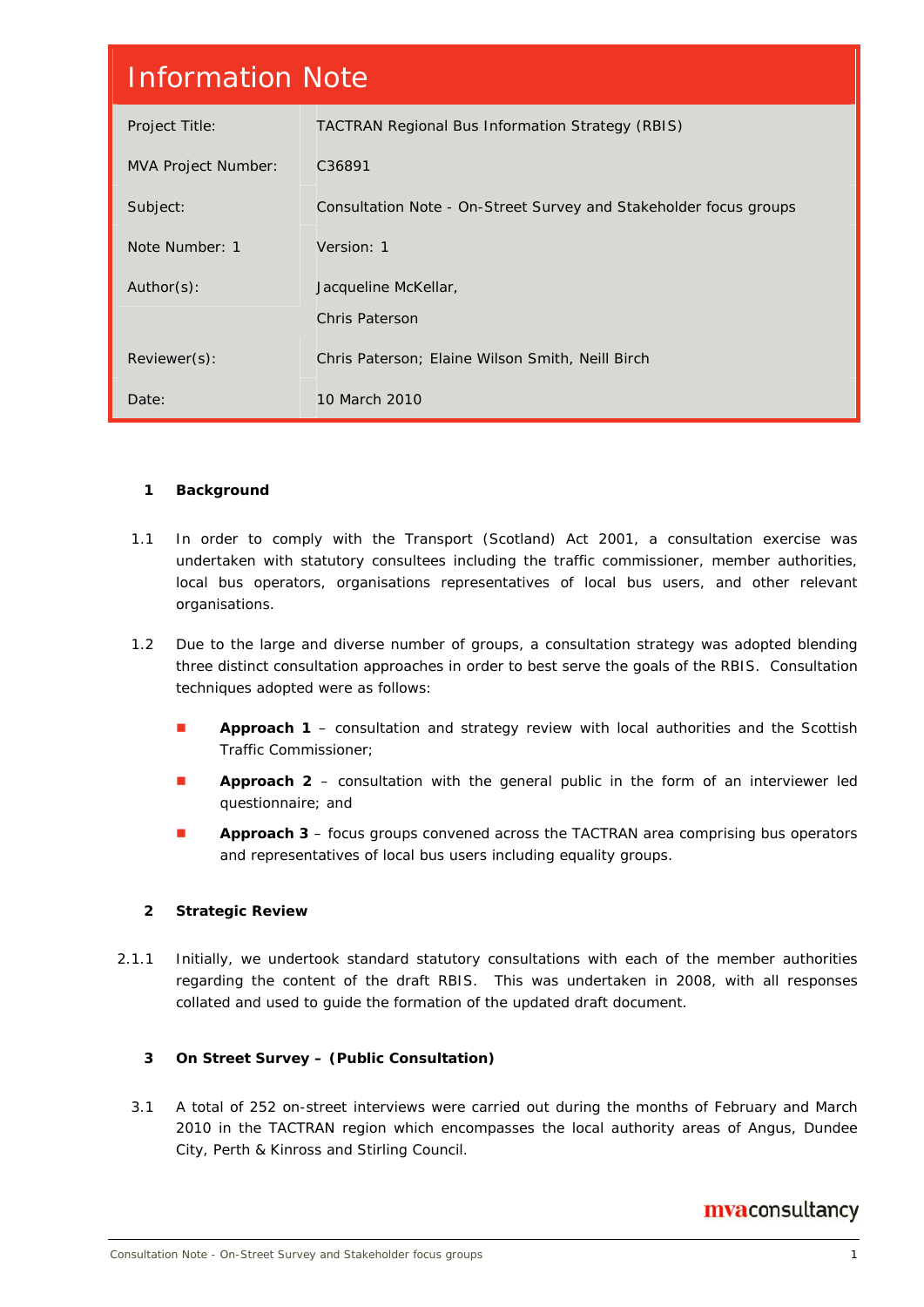# Information Note

| | |
|---|---|
| Project Title: | TACTRAN Regional Bus Information Strategy (RBIS) |
| MVA Project Number: | C36891 |
| Subject: | Consultation Note - On-Street Survey and Stakeholder focus groups |
| Note Number: 1 | Version: 1 |
| Author(s): | Jacqueline McKellar, Chris Paterson |
| Reviewer(s): | Chris Paterson; Elaine Wilson Smith, Neill Birch |
| Date: | 10 March 2010 |

## 1 Background

1.1 In order to comply with the Transport (Scotland) Act 2001, a consultation exercise was undertaken with statutory consultees including the traffic commissioner, member authorities, local bus operators, organisations representatives of local bus users, and other relevant organisations.

1.2 Due to the large and diverse number of groups, a consultation strategy was adopted blending three distinct consultation approaches in order to best serve the goals of the RBIS. Consultation techniques adopted were as follows:

- **Approach 1** – consultation and strategy review with local authorities and the Scottish Traffic Commissioner;
- **Approach 2** – consultation with the general public in the form of an interviewer led questionnaire; and
- **Approach 3** – focus groups convened across the TACTRAN area comprising bus operators and representatives of local bus users including equality groups.

## 2 Strategic Review

2.1.1 Initially, we undertook standard statutory consultations with each of the member authorities regarding the content of the draft RBIS. This was undertaken in 2008, with all responses collated and used to guide the formation of the updated draft document.

## 3 On Street Survey – (Public Consultation)

3.1 A total of 252 on-street interviews were carried out during the months of February and March 2010 in the TACTRAN region which encompasses the local authority areas of Angus, Dundee City, Perth & Kinross and Stirling Council.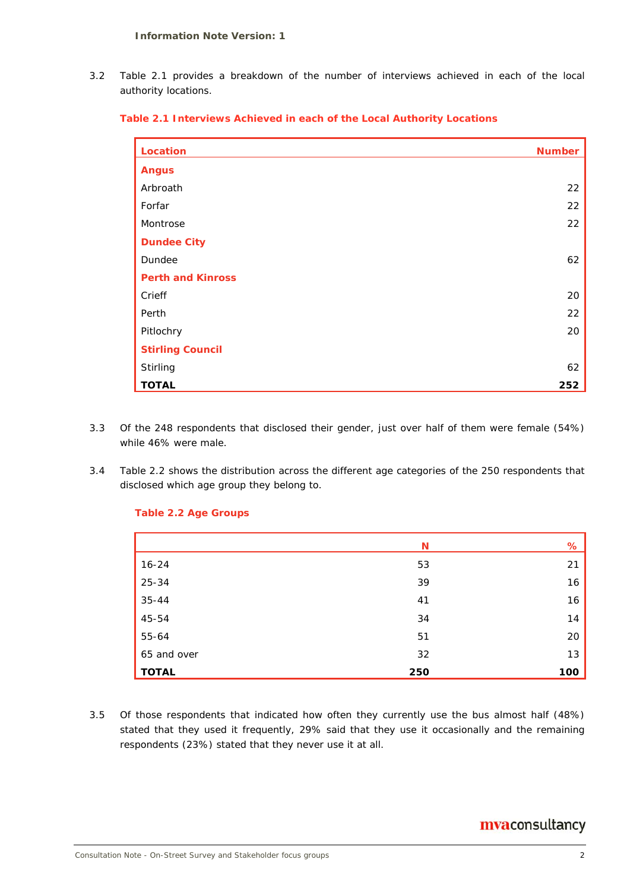3.2 Table 2.1 provides a breakdown of the number of interviews achieved in each of the local authority locations.

**Table 2.1 Interviews Achieved in each of the Local Authority Locations**

| Location | Number |
|---|---|
| **Angus** | |
| Arbroath | 22 |
| Forfar | 22 |
| Montrose | 22 |
| **Dundee City** | |
| Dundee | 62 |
| **Perth and Kinross** | |
| Crieff | 20 |
| Perth | 22 |
| Pitlochry | 20 |
| **Stirling Council** | |
| Stirling | 62 |
| **TOTAL** | **252** |

3.3 Of the 248 respondents that disclosed their gender, just over half of them were female (54%) while 46% were male.

3.4 Table 2.2 shows the distribution across the different age categories of the 250 respondents that disclosed which age group they belong to.

**Table 2.2 Age Groups**

| | N | % |
|---|---|---|
| 16-24 | 53 | 21 |
| 25-34 | 39 | 16 |
| 35-44 | 41 | 16 |
| 45-54 | 34 | 14 |
| 55-64 | 51 | 20 |
| 65 and over | 32 | 13 |
| **TOTAL** | **250** | **100** |

3.5 Of those respondents that indicated how often they currently use the bus almost half (48%) stated that they used it frequently, 29% said that they use it occasionally and the remaining respondents (23%) stated that they never use it at all.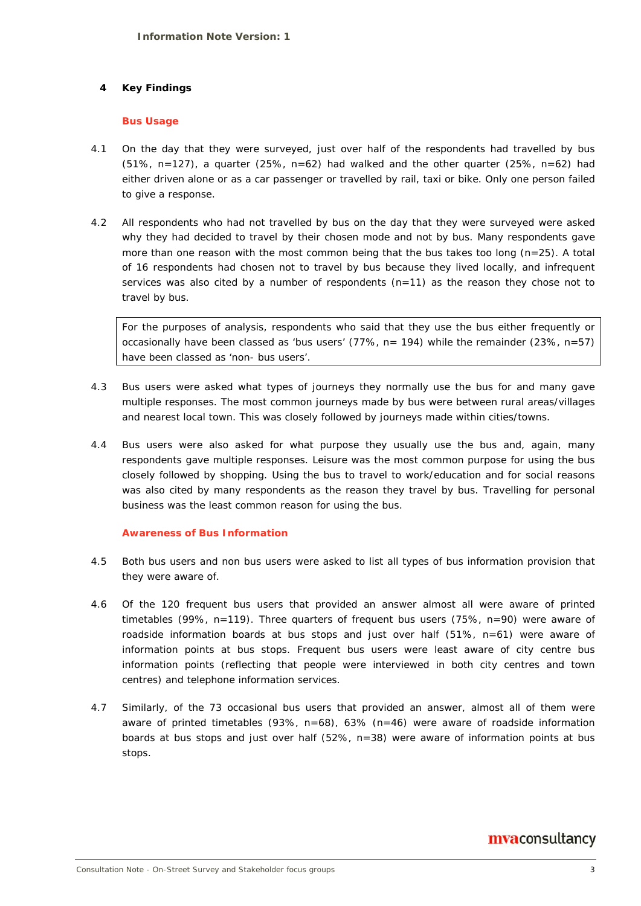## 4 Key Findings

### Bus Usage

4.1 On the day that they were surveyed, just over half of the respondents had travelled by bus (51%, n=127), a quarter (25%, n=62) had walked and the other quarter (25%, n=62) had either driven alone or as a car passenger or travelled by rail, taxi or bike. Only one person failed to give a response.

4.2 All respondents who had not travelled by bus on the day that they were surveyed were asked why they had decided to travel by their chosen mode and not by bus. Many respondents gave more than one reason with the most common being that the bus takes too long (n=25). A total of 16 respondents had chosen not to travel by bus because they lived locally, and infrequent services was also cited by a number of respondents (n=11) as the reason they chose not to travel by bus.

> For the purposes of analysis, respondents who said that they use the bus either frequently or occasionally have been classed as 'bus users' (77%, n= 194) while the remainder (23%, n=57) have been classed as 'non- bus users'.

4.3 Bus users were asked what types of journeys they normally use the bus for and many gave multiple responses. The most common journeys made by bus were between rural areas/villages and nearest local town. This was closely followed by journeys made within cities/towns.

4.4 Bus users were also asked for what purpose they usually use the bus and, again, many respondents gave multiple responses. Leisure was the most common purpose for using the bus closely followed by shopping. Using the bus to travel to work/education and for social reasons was also cited by many respondents as the reason they travel by bus. Travelling for personal business was the least common reason for using the bus.

### Awareness of Bus Information

4.5 Both bus users and non bus users were asked to list all types of bus information provision that they were aware of.

4.6 Of the 120 frequent bus users that provided an answer almost all were aware of printed timetables (99%, n=119). Three quarters of frequent bus users (75%, n=90) were aware of roadside information boards at bus stops and just over half (51%, n=61) were aware of information points at bus stops. Frequent bus users were least aware of city centre bus information points (reflecting that people were interviewed in both city centres and town centres) and telephone information services.

4.7 Similarly, of the 73 occasional bus users that provided an answer, almost all of them were aware of printed timetables (93%, n=68), 63% (n=46) were aware of roadside information boards at bus stops and just over half (52%, n=38) were aware of information points at bus stops.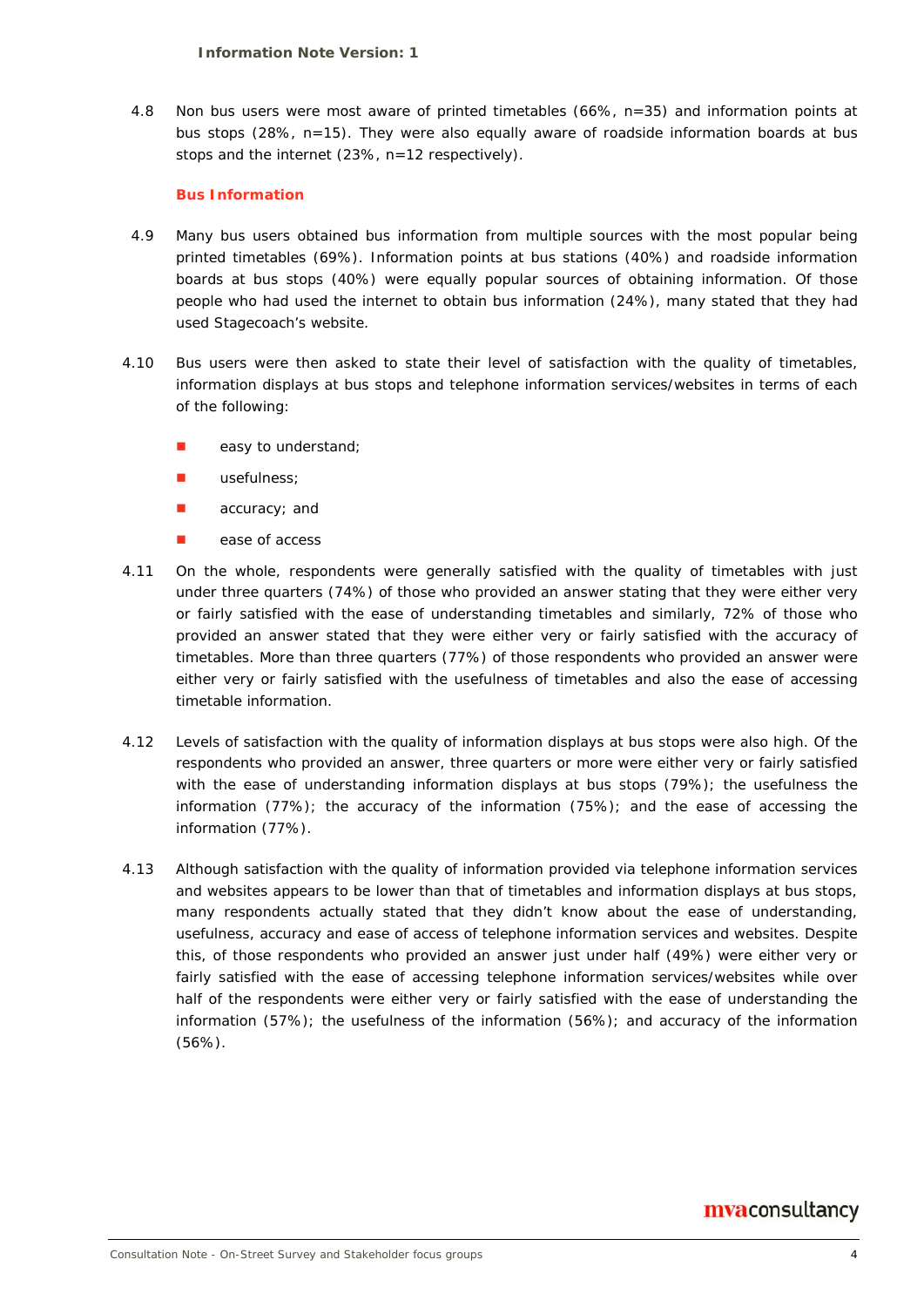4.8 Non bus users were most aware of printed timetables (66%, n=35) and information points at bus stops (28%, n=15). They were also equally aware of roadside information boards at bus stops and the internet (23%, n=12 respectively).

**Bus Information**

4.9 Many bus users obtained bus information from multiple sources with the most popular being printed timetables (69%). Information points at bus stations (40%) and roadside information boards at bus stops (40%) were equally popular sources of obtaining information. Of those people who had used the internet to obtain bus information (24%), many stated that they had used Stagecoach's website.

4.10 Bus users were then asked to state their level of satisfaction with the quality of timetables, information displays at bus stops and telephone information services/websites in terms of each of the following:

- easy to understand;
- usefulness;
- accuracy; and
- ease of access

4.11 On the whole, respondents were generally satisfied with the quality of timetables with just under three quarters (74%) of those who provided an answer stating that they were either very or fairly satisfied with the ease of understanding timetables and similarly, 72% of those who provided an answer stated that they were either very or fairly satisfied with the accuracy of timetables. More than three quarters (77%) of those respondents who provided an answer were either very or fairly satisfied with the usefulness of timetables and also the ease of accessing timetable information.

4.12 Levels of satisfaction with the quality of information displays at bus stops were also high. Of the respondents who provided an answer, three quarters or more were either very or fairly satisfied with the ease of understanding information displays at bus stops (79%); the usefulness the information (77%); the accuracy of the information (75%); and the ease of accessing the information (77%).

4.13 Although satisfaction with the quality of information provided via telephone information services and websites appears to be lower than that of timetables and information displays at bus stops, many respondents actually stated that they didn't know about the ease of understanding, usefulness, accuracy and ease of access of telephone information services and websites. Despite this, of those respondents who provided an answer just under half (49%) were either very or fairly satisfied with the ease of accessing telephone information services/websites while over half of the respondents were either very or fairly satisfied with the ease of understanding the information (57%); the usefulness of the information (56%); and accuracy of the information (56%).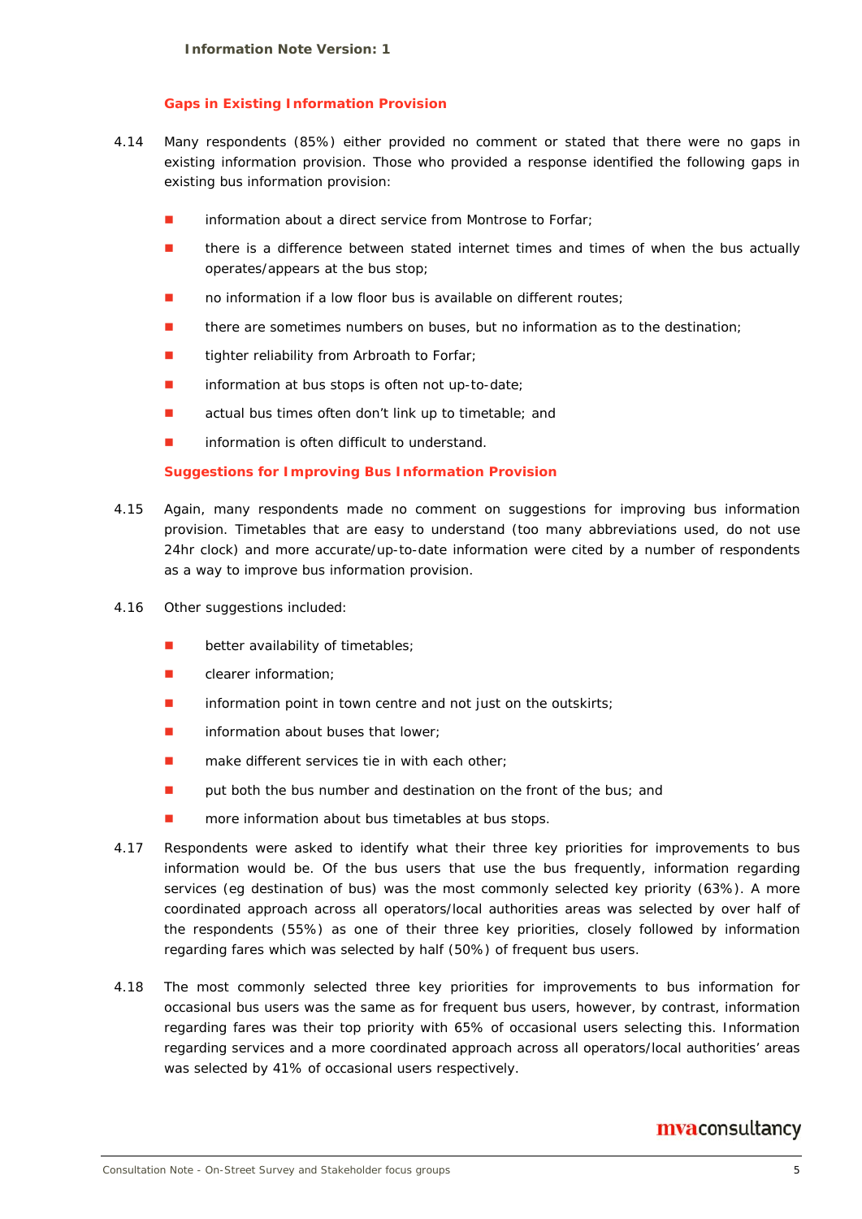### Gaps in Existing Information Provision

4.14 Many respondents (85%) either provided no comment or stated that there were no gaps in existing information provision. Those who provided a response identified the following gaps in existing bus information provision:

- information about a direct service from Montrose to Forfar;
- there is a difference between stated internet times and times of when the bus actually operates/appears at the bus stop;
- no information if a low floor bus is available on different routes;
- there are sometimes numbers on buses, but no information as to the destination;
- tighter reliability from Arbroath to Forfar;
- information at bus stops is often not up-to-date;
- actual bus times often don't link up to timetable; and
- information is often difficult to understand.

### Suggestions for Improving Bus Information Provision

4.15 Again, many respondents made no comment on suggestions for improving bus information provision. Timetables that are easy to understand (too many abbreviations used, do not use 24hr clock) and more accurate/up-to-date information were cited by a number of respondents as a way to improve bus information provision.

4.16 Other suggestions included:

- better availability of timetables;
- clearer information;
- information point in town centre and not just on the outskirts;
- information about buses that lower;
- make different services tie in with each other;
- put both the bus number and destination on the front of the bus; and
- more information about bus timetables at bus stops.

4.17 Respondents were asked to identify what their three key priorities for improvements to bus information would be. Of the bus users that use the bus frequently, information regarding services (eg destination of bus) was the most commonly selected key priority (63%). A more coordinated approach across all operators/local authorities areas was selected by over half of the respondents (55%) as one of their three key priorities, closely followed by information regarding fares which was selected by half (50%) of frequent bus users.

4.18 The most commonly selected three key priorities for improvements to bus information for occasional bus users was the same as for frequent bus users, however, by contrast, information regarding fares was their top priority with 65% of occasional users selecting this. Information regarding services and a more coordinated approach across all operators/local authorities' areas was selected by 41% of occasional users respectively.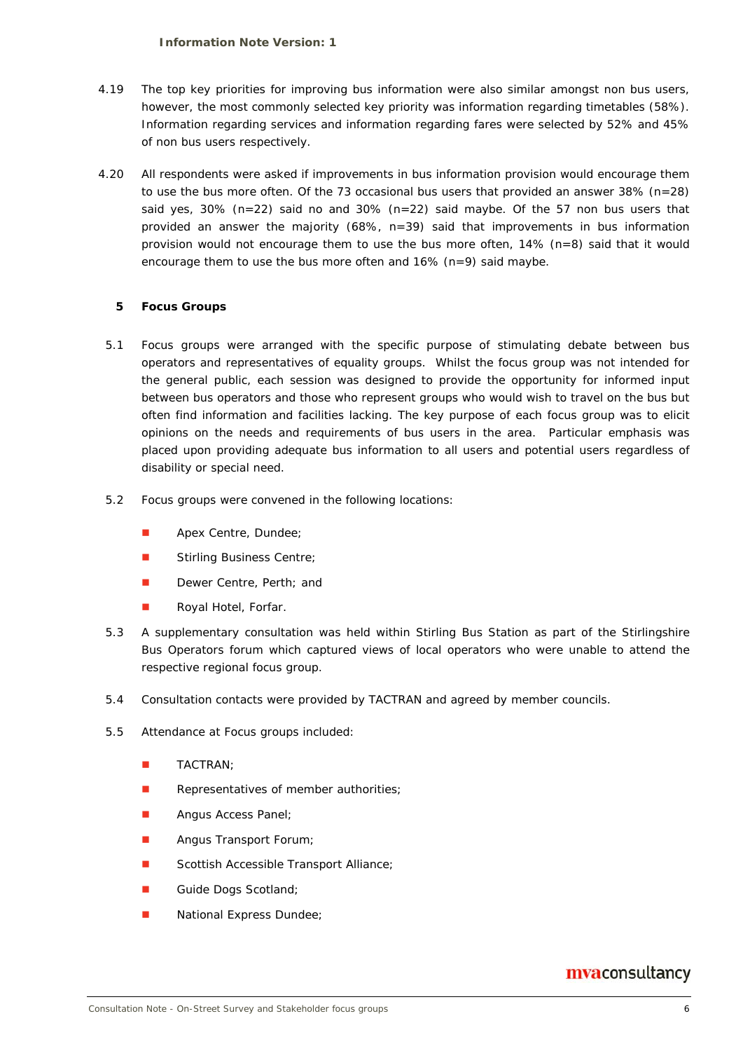4.19 The top key priorities for improving bus information were also similar amongst non bus users, however, the most commonly selected key priority was information regarding timetables (58%). Information regarding services and information regarding fares were selected by 52% and 45% of non bus users respectively.

4.20 All respondents were asked if improvements in bus information provision would encourage them to use the bus more often. Of the 73 occasional bus users that provided an answer 38% (n=28) said yes, 30% (n=22) said no and 30% (n=22) said maybe. Of the 57 non bus users that provided an answer the majority (68%, n=39) said that improvements in bus information provision would not encourage them to use the bus more often, 14% (n=8) said that it would encourage them to use the bus more often and 16% (n=9) said maybe.

## 5 Focus Groups

5.1 Focus groups were arranged with the specific purpose of stimulating debate between bus operators and representatives of equality groups. Whilst the focus group was not intended for the general public, each session was designed to provide the opportunity for informed input between bus operators and those who represent groups who would wish to travel on the bus but often find information and facilities lacking. The key purpose of each focus group was to elicit opinions on the needs and requirements of bus users in the area. Particular emphasis was placed upon providing adequate bus information to all users and potential users regardless of disability or special need.

5.2 Focus groups were convened in the following locations:

- Apex Centre, Dundee;
- Stirling Business Centre;
- Dewer Centre, Perth; and
- Royal Hotel, Forfar.

5.3 A supplementary consultation was held within Stirling Bus Station as part of the Stirlingshire Bus Operators forum which captured views of local operators who were unable to attend the respective regional focus group.

5.4 Consultation contacts were provided by TACTRAN and agreed by member councils.

5.5 Attendance at Focus groups included:

- TACTRAN;
- Representatives of member authorities;
- Angus Access Panel;
- Angus Transport Forum;
- Scottish Accessible Transport Alliance;
- Guide Dogs Scotland;
- National Express Dundee;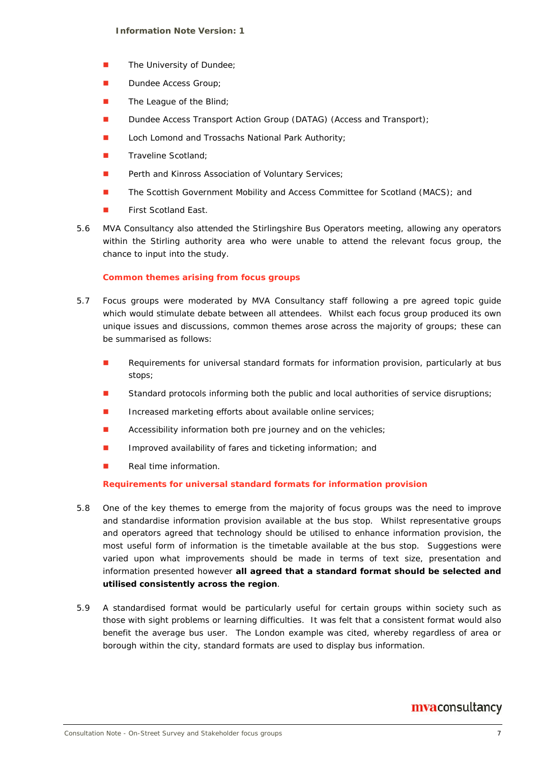- The University of Dundee;
- Dundee Access Group;
- The League of the Blind;
- Dundee Access Transport Action Group (DATAG) (Access and Transport);
- Loch Lomond and Trossachs National Park Authority;
- Traveline Scotland;
- Perth and Kinross Association of Voluntary Services;
- The Scottish Government Mobility and Access Committee for Scotland (MACS); and
- First Scotland East.

5.6 MVA Consultancy also attended the Stirlingshire Bus Operators meeting, allowing any operators within the Stirling authority area who were unable to attend the relevant focus group, the chance to input into the study.

### Common themes arising from focus groups

5.7 Focus groups were moderated by MVA Consultancy staff following a pre agreed topic guide which would stimulate debate between all attendees. Whilst each focus group produced its own unique issues and discussions, common themes arose across the majority of groups; these can be summarised as follows:

- Requirements for universal standard formats for information provision, particularly at bus stops;
- Standard protocols informing both the public and local authorities of service disruptions;
- Increased marketing efforts about available online services;
- Accessibility information both pre journey and on the vehicles;
- Improved availability of fares and ticketing information; and
- Real time information.

### Requirements for universal standard formats for information provision

5.8 One of the key themes to emerge from the majority of focus groups was the need to improve and standardise information provision available at the bus stop. Whilst representative groups and operators agreed that technology should be utilised to enhance information provision, the most useful form of information is the timetable available at the bus stop. Suggestions were varied upon what improvements should be made in terms of text size, presentation and information presented however **all agreed that a standard format should be selected and utilised consistently across the region**.

5.9 A standardised format would be particularly useful for certain groups within society such as those with sight problems or learning difficulties. It was felt that a consistent format would also benefit the average bus user. The London example was cited, whereby regardless of area or borough within the city, standard formats are used to display bus information.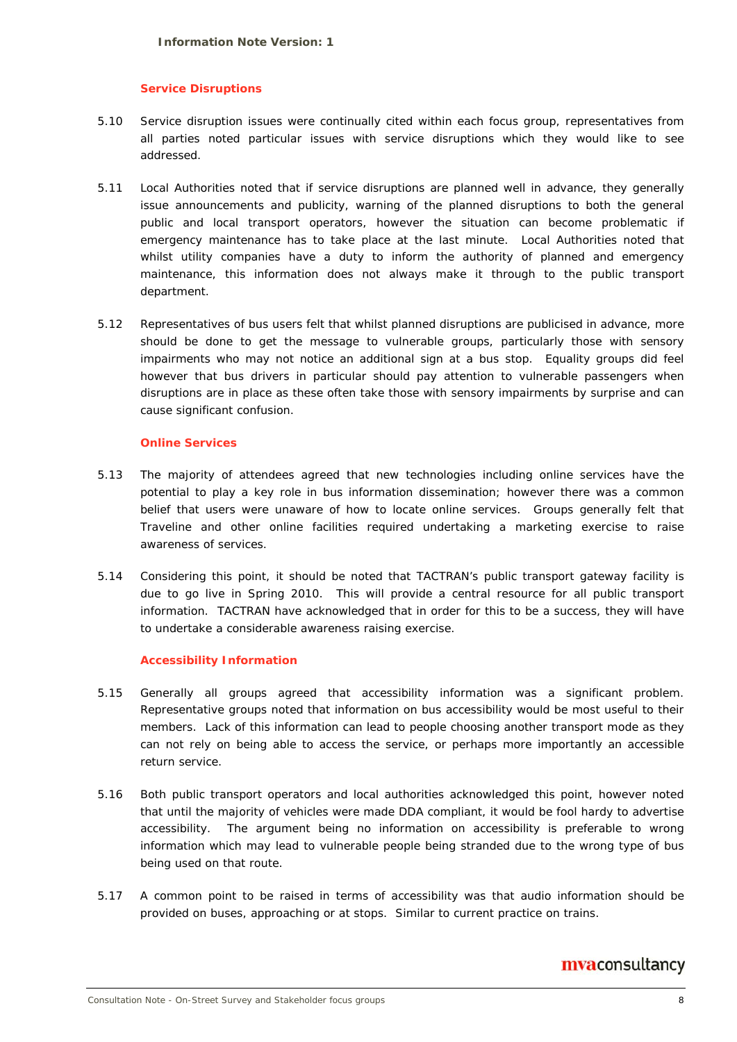### Service Disruptions

5.10 Service disruption issues were continually cited within each focus group, representatives from all parties noted particular issues with service disruptions which they would like to see addressed.

5.11 Local Authorities noted that if service disruptions are planned well in advance, they generally issue announcements and publicity, warning of the planned disruptions to both the general public and local transport operators, however the situation can become problematic if emergency maintenance has to take place at the last minute. Local Authorities noted that whilst utility companies have a duty to inform the authority of planned and emergency maintenance, this information does not always make it through to the public transport department.

5.12 Representatives of bus users felt that whilst planned disruptions are publicised in advance, more should be done to get the message to vulnerable groups, particularly those with sensory impairments who may not notice an additional sign at a bus stop. Equality groups did feel however that bus drivers in particular should pay attention to vulnerable passengers when disruptions are in place as these often take those with sensory impairments by surprise and can cause significant confusion.

### Online Services

5.13 The majority of attendees agreed that new technologies including online services have the potential to play a key role in bus information dissemination; however there was a common belief that users were unaware of how to locate online services. Groups generally felt that Traveline and other online facilities required undertaking a marketing exercise to raise awareness of services.

5.14 Considering this point, it should be noted that TACTRAN's public transport gateway facility is due to go live in Spring 2010. This will provide a central resource for all public transport information. TACTRAN have acknowledged that in order for this to be a success, they will have to undertake a considerable awareness raising exercise.

### Accessibility Information

5.15 Generally all groups agreed that accessibility information was a significant problem. Representative groups noted that information on bus accessibility would be most useful to their members. Lack of this information can lead to people choosing another transport mode as they can not rely on being able to access the service, or perhaps more importantly an accessible return service.

5.16 Both public transport operators and local authorities acknowledged this point, however noted that until the majority of vehicles were made DDA compliant, it would be fool hardy to advertise accessibility. The argument being no information on accessibility is preferable to wrong information which may lead to vulnerable people being stranded due to the wrong type of bus being used on that route.

5.17 A common point to be raised in terms of accessibility was that audio information should be provided on buses, approaching or at stops. Similar to current practice on trains.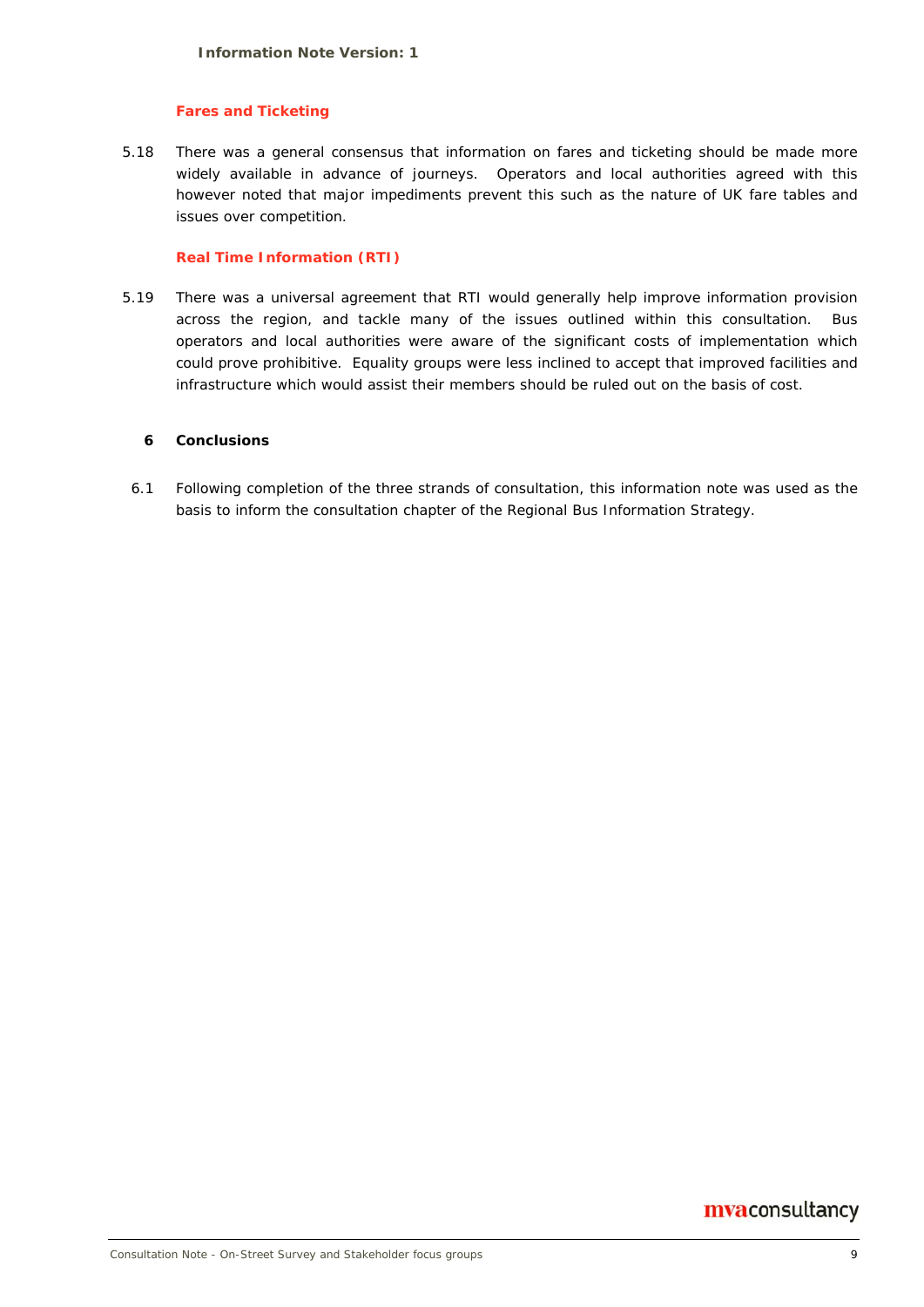### Fares and Ticketing

5.18 There was a general consensus that information on fares and ticketing should be made more widely available in advance of journeys. Operators and local authorities agreed with this however noted that major impediments prevent this such as the nature of UK fare tables and issues over competition.

### Real Time Information (RTI)

5.19 There was a universal agreement that RTI would generally help improve information provision across the region, and tackle many of the issues outlined within this consultation. Bus operators and local authorities were aware of the significant costs of implementation which could prove prohibitive. Equality groups were less inclined to accept that improved facilities and infrastructure which would assist their members should be ruled out on the basis of cost.

## 6 Conclusions

6.1 Following completion of the three strands of consultation, this information note was used as the basis to inform the consultation chapter of the Regional Bus Information Strategy.